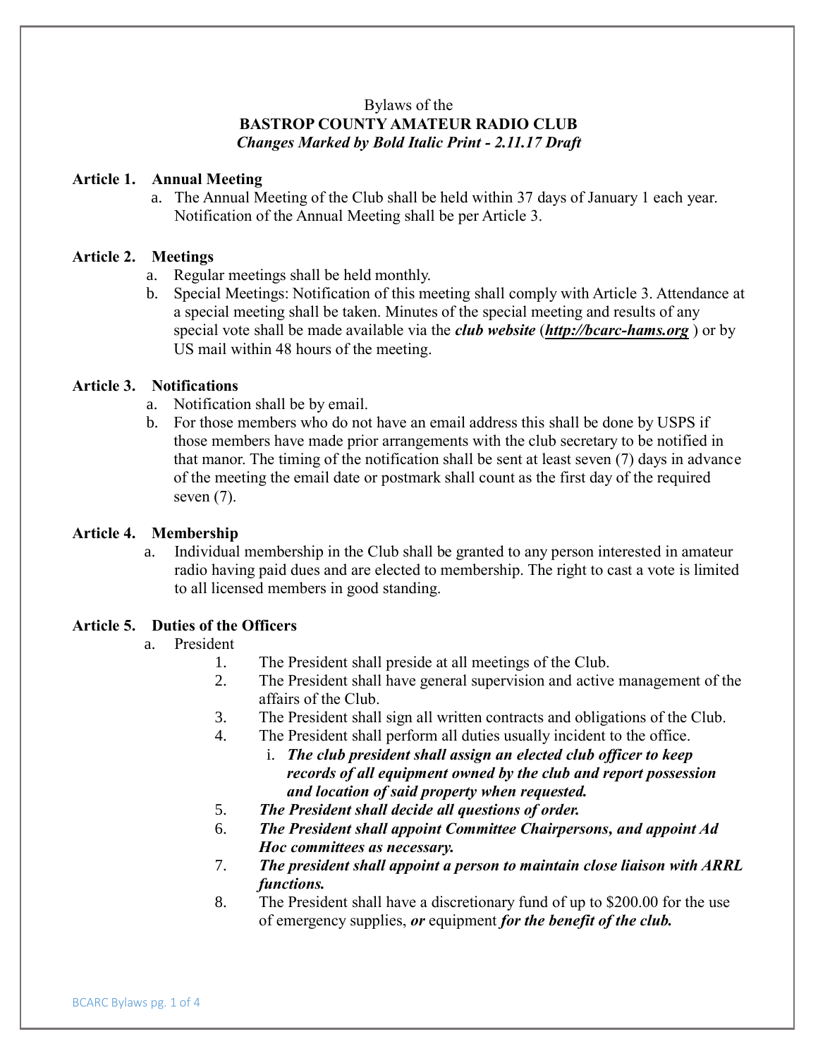Bylaws of the

# BASTROP COUNTY AMATEUR RADIO CLUB

***Changes Marked by Bold Italic Print - 2.11.17 Draft***

## Article 1. Annual Meeting

a. The Annual Meeting of the Club shall be held within 37 days of January 1 each year. Notification of the Annual Meeting shall be per Article 3.

## Article 2. Meetings

a. Regular meetings shall be held monthly.

b. Special Meetings: Notification of this meeting shall comply with Article 3. Attendance at a special meeting shall be taken. Minutes of the special meeting and results of any special vote shall be made available via the ***club website*** (***http://bcarc-hams.org*** ) or by US mail within 48 hours of the meeting.

## Article 3. Notifications

a. Notification shall be by email.

b. For those members who do not have an email address this shall be done by USPS if those members have made prior arrangements with the club secretary to be notified in that manor. The timing of the notification shall be sent at least seven (7) days in advance of the meeting the email date or postmark shall count as the first day of the required seven (7).

## Article 4. Membership

a. Individual membership in the Club shall be granted to any person interested in amateur radio having paid dues and are elected to membership. The right to cast a vote is limited to all licensed members in good standing.

## Article 5. Duties of the Officers

a. President

1. The President shall preside at all meetings of the Club.
2. The President shall have general supervision and active management of the affairs of the Club.
3. The President shall sign all written contracts and obligations of the Club.
4. The President shall perform all duties usually incident to the office.
   i. ***The club president shall assign an elected club officer to keep records of all equipment owned by the club and report possession and location of said property when requested.***
5. ***The President shall decide all questions of order.***
6. ***The President shall appoint Committee Chairpersons, and appoint Ad Hoc committees as necessary.***
7. ***The president shall appoint a person to maintain close liaison with ARRL functions.***
8. The President shall have a discretionary fund of up to $200.00 for the use of emergency supplies, ***or*** equipment ***for the benefit of the club.***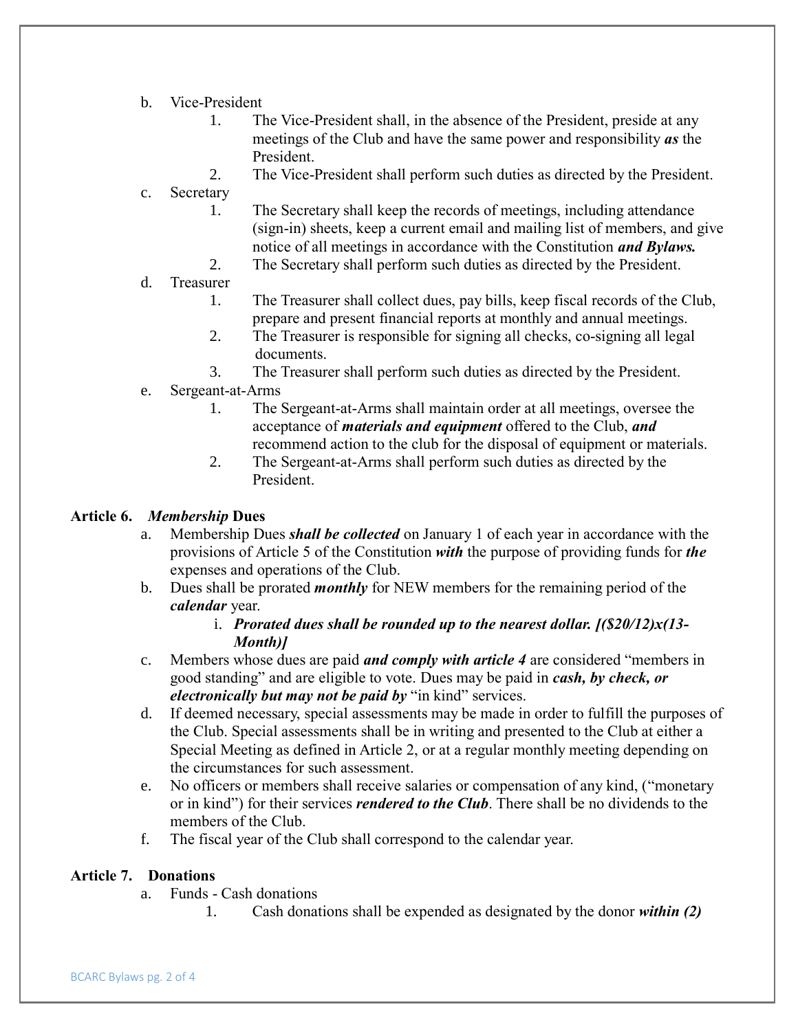b. Vice-President
    1. The Vice-President shall, in the absence of the President, preside at any meetings of the Club and have the same power and responsibility ***as*** the President.
    2. The Vice-President shall perform such duties as directed by the President.

c. Secretary
    1. The Secretary shall keep the records of meetings, including attendance (sign-in) sheets, keep a current email and mailing list of members, and give notice of all meetings in accordance with the Constitution ***and Bylaws.***
    2. The Secretary shall perform such duties as directed by the President.

d. Treasurer
    1. The Treasurer shall collect dues, pay bills, keep fiscal records of the Club, prepare and present financial reports at monthly and annual meetings.
    2. The Treasurer is responsible for signing all checks, co-signing all legal documents.
    3. The Treasurer shall perform such duties as directed by the President.

e. Sergeant-at-Arms
    1. The Sergeant-at-Arms shall maintain order at all meetings, oversee the acceptance of ***materials and equipment*** offered to the Club, ***and*** recommend action to the club for the disposal of equipment or materials.
    2. The Sergeant-at-Arms shall perform such duties as directed by the President.

**Article 6. *Membership* Dues**

a. Membership Dues ***shall be collected*** on January 1 of each year in accordance with the provisions of Article 5 of the Constitution ***with*** the purpose of providing funds for ***the*** expenses and operations of the Club.

b. Dues shall be prorated ***monthly*** for NEW members for the remaining period of the ***calendar*** year.
    i. ***Prorated dues shall be rounded up to the nearest dollar. [($20/12)x(13-Month)]***

c. Members whose dues are paid ***and comply with article 4*** are considered "members in good standing" and are eligible to vote. Dues may be paid in ***cash, by check, or electronically but may not be paid by*** "in kind" services.

d. If deemed necessary, special assessments may be made in order to fulfill the purposes of the Club. Special assessments shall be in writing and presented to the Club at either a Special Meeting as defined in Article 2, or at a regular monthly meeting depending on the circumstances for such assessment.

e. No officers or members shall receive salaries or compensation of any kind, ("monetary or in kind") for their services ***rendered to the Club***. There shall be no dividends to the members of the Club.

f. The fiscal year of the Club shall correspond to the calendar year.

**Article 7. Donations**

a. Funds - Cash donations
    1. Cash donations shall be expended as designated by the donor ***within (2)***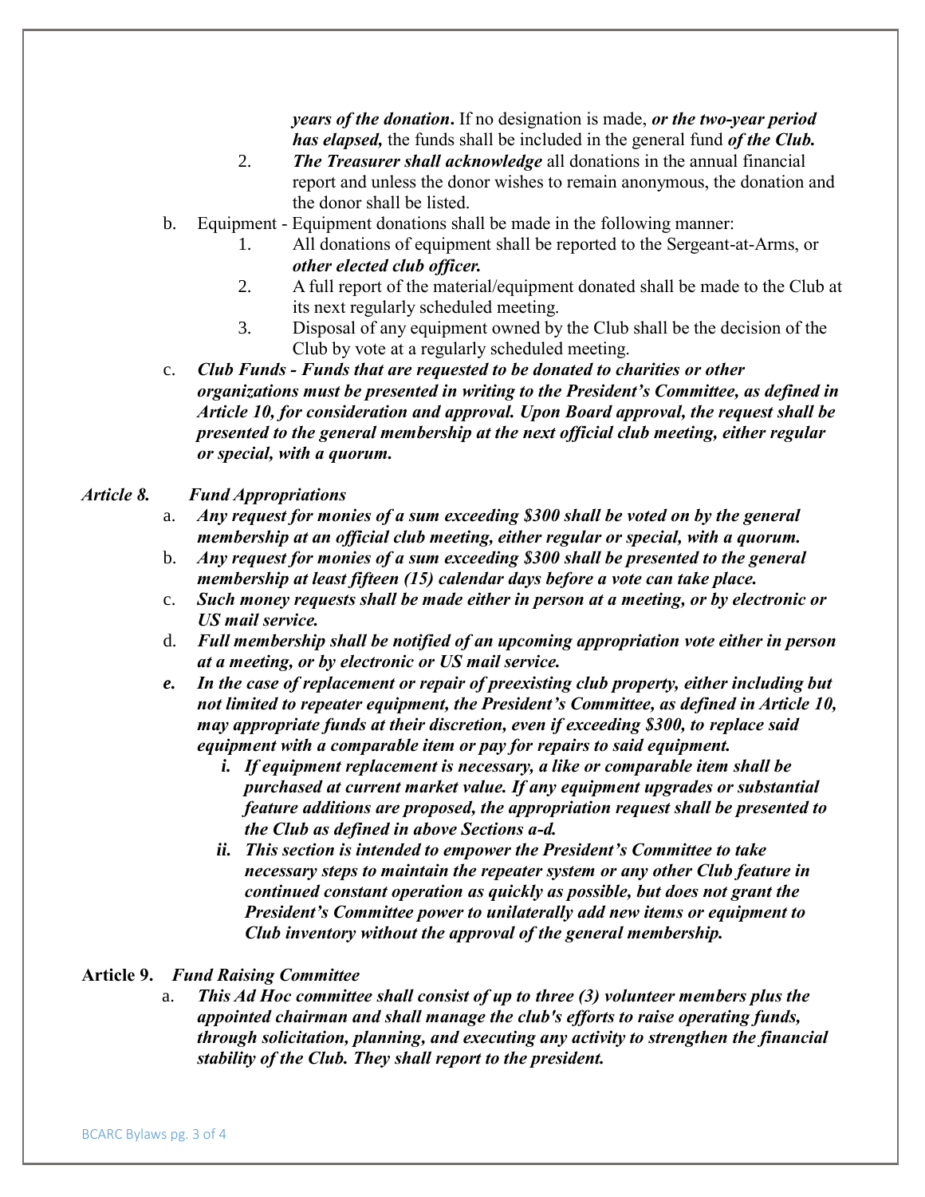*years of the donation***.** If no designation is made, ***or the two-year period has elapsed,*** the funds shall be included in the general fund ***of the Club.***

2. ***The Treasurer shall acknowledge*** all donations in the annual financial report and unless the donor wishes to remain anonymous, the donation and the donor shall be listed.

b. Equipment - Equipment donations shall be made in the following manner:

1. All donations of equipment shall be reported to the Sergeant-at-Arms, or ***other elected club officer.***
2. A full report of the material/equipment donated shall be made to the Club at its next regularly scheduled meeting.
3. Disposal of any equipment owned by the Club shall be the decision of the Club by vote at a regularly scheduled meeting.

c. ***Club Funds - Funds that are requested to be donated to charities or other organizations must be presented in writing to the President's Committee, as defined in Article 10, for consideration and approval. Upon Board approval, the request shall be presented to the general membership at the next official club meeting, either regular or special, with a quorum.***

***Article 8. Fund Appropriations***

a. ***Any request for monies of a sum exceeding $300 shall be voted on by the general membership at an official club meeting, either regular or special, with a quorum.***

b. ***Any request for monies of a sum exceeding $300 shall be presented to the general membership at least fifteen (15) calendar days before a vote can take place.***

c. ***Such money requests shall be made either in person at a meeting, or by electronic or US mail service.***

d. ***Full membership shall be notified of an upcoming appropriation vote either in person at a meeting, or by electronic or US mail service.***

***e. In the case of replacement or repair of preexisting club property, either including but not limited to repeater equipment, the President's Committee, as defined in Article 10, may appropriate funds at their discretion, even if exceeding $300, to replace said equipment with a comparable item or pay for repairs to said equipment.***

***i. If equipment replacement is necessary, a like or comparable item shall be purchased at current market value. If any equipment upgrades or substantial feature additions are proposed, the appropriation request shall be presented to the Club as defined in above Sections a-d.***

***ii. This section is intended to empower the President's Committee to take necessary steps to maintain the repeater system or any other Club feature in continued constant operation as quickly as possible, but does not grant the President's Committee power to unilaterally add new items or equipment to Club inventory without the approval of the general membership.***

**Article 9.** ***Fund Raising Committee***

a. ***This Ad Hoc committee shall consist of up to three (3) volunteer members plus the appointed chairman and shall manage the club's efforts to raise operating funds, through solicitation, planning, and executing any activity to strengthen the financial stability of the Club. They shall report to the president.***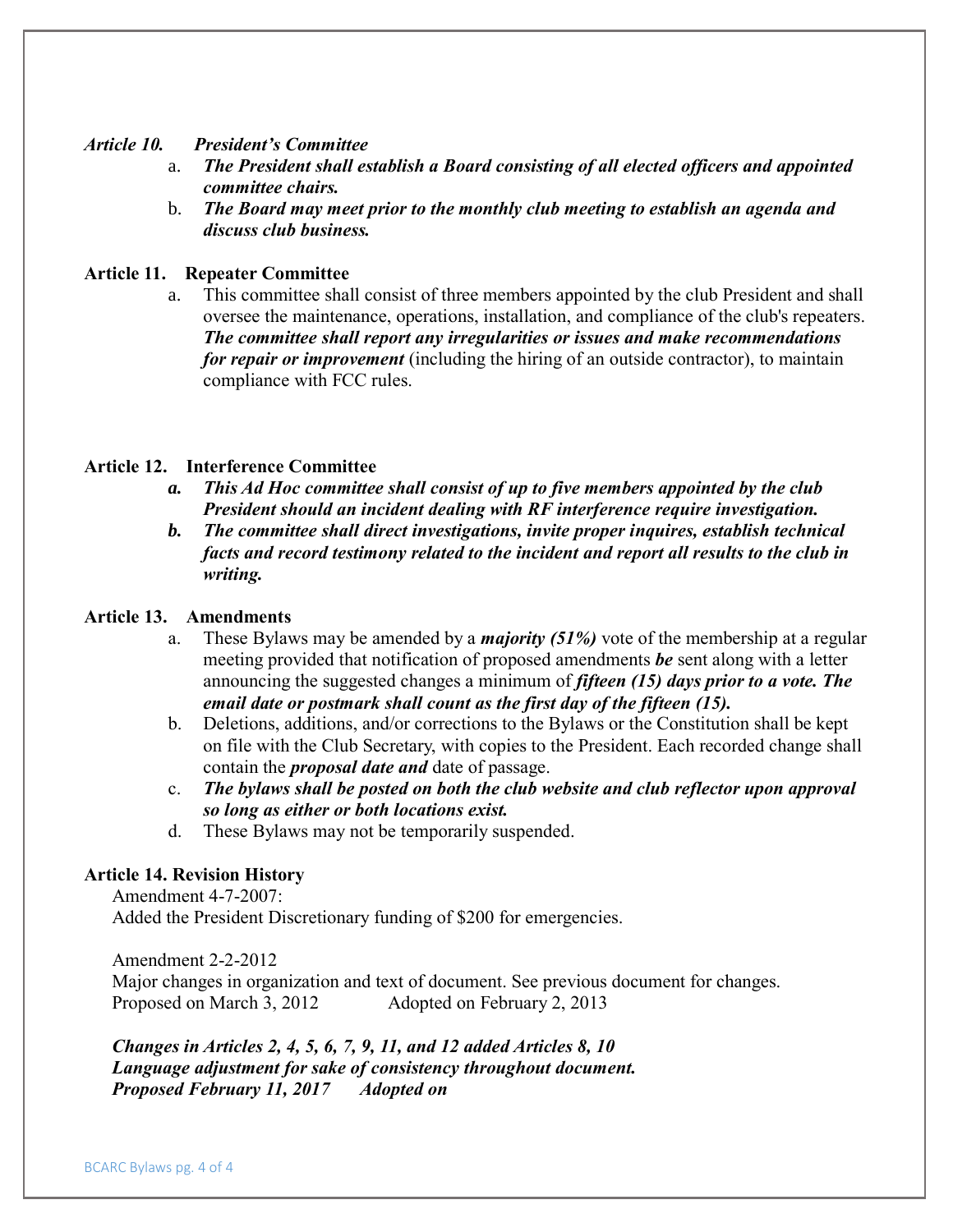***Article 10. President's Committee***

a. ***The President shall establish a Board consisting of all elected officers and appointed committee chairs.***
b. ***The Board may meet prior to the monthly club meeting to establish an agenda and discuss club business.***

**Article 11. Repeater Committee**

a. This committee shall consist of three members appointed by the club President and shall oversee the maintenance, operations, installation, and compliance of the club's repeaters. ***The committee shall report any irregularities or issues and make recommendations for repair or improvement*** (including the hiring of an outside contractor), to maintain compliance with FCC rules.

**Article 12. Interference Committee**

***a. This Ad Hoc committee shall consist of up to five members appointed by the club President should an incident dealing with RF interference require investigation.***
***b. The committee shall direct investigations, invite proper inquires, establish technical facts and record testimony related to the incident and report all results to the club in writing.***

**Article 13. Amendments**

a. These Bylaws may be amended by a ***majority (51%)*** vote of the membership at a regular meeting provided that notification of proposed amendments ***be*** sent along with a letter announcing the suggested changes a minimum of ***fifteen (15) days prior to a vote. The email date or postmark shall count as the first day of the fifteen (15).***
b. Deletions, additions, and/or corrections to the Bylaws or the Constitution shall be kept on file with the Club Secretary, with copies to the President. Each recorded change shall contain the ***proposal date and*** date of passage.
c. ***The bylaws shall be posted on both the club website and club reflector upon approval so long as either or both locations exist.***
d. These Bylaws may not be temporarily suspended.

**Article 14. Revision History**

Amendment 4-7-2007:
Added the President Discretionary funding of $200 for emergencies.

Amendment 2-2-2012
Major changes in organization and text of document. See previous document for changes.
Proposed on March 3, 2012 Adopted on February 2, 2013

***Changes in Articles 2, 4, 5, 6, 7, 9, 11, and 12 added Articles 8, 10***
***Language adjustment for sake of consistency throughout document.***
***Proposed February 11, 2017 Adopted on***